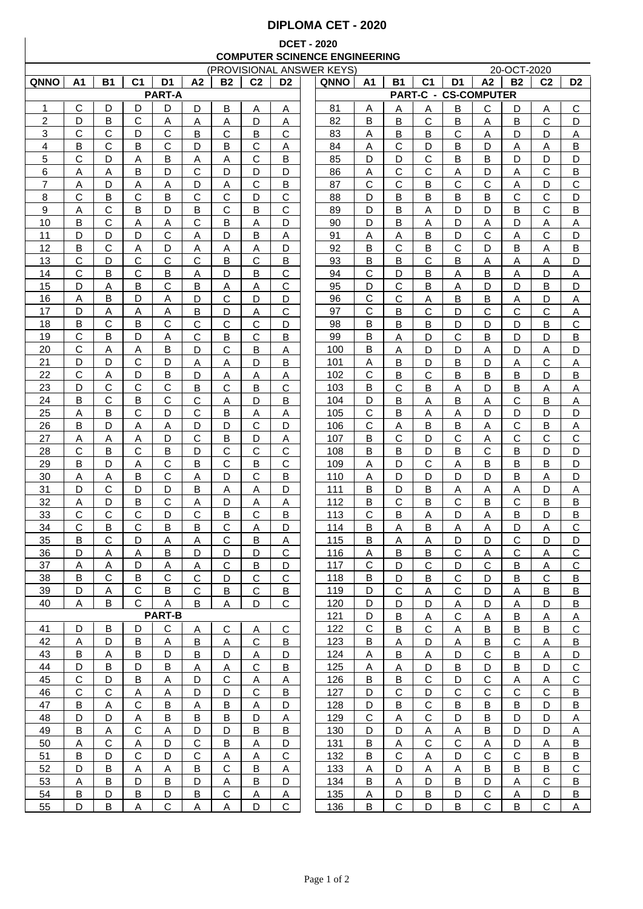# DIPLOMA CET - 2020

## DCET - 2020

## COMPUTER SCIENCE ENGINEERING

(PROVISIONAL ANSWER KEYS) 20-OCT-2020

| QNNO | A1 | B1 | C1 | D1 | A2 | B2 | C2 | D2 |
|---|---|---|---|---|---|---|---|---|
| **PART-A** | | | | | | | | |
| 1 | C | D | D | D | D | B | A | A |
| 2 | D | B | C | A | A | A | D | A |
| 3 | C | C | D | C | B | C | B | C |
| 4 | B | C | B | C | D | B | C | A |
| 5 | C | D | A | B | A | A | C | B |
| 6 | A | A | B | D | C | D | D | D |
| 7 | A | D | A | A | D | A | C | B |
| 8 | C | B | C | B | C | C | D | C |
| 9 | A | C | B | D | B | C | B | C |
| 10 | B | C | A | A | C | B | A | D |
| 11 | D | D | D | C | A | D | B | A |
| 12 | B | C | A | D | A | A | A | D |
| 13 | C | D | C | C | C | B | C | B |
| 14 | C | B | C | B | A | D | B | C |
| 15 | D | A | B | C | B | A | A | C |
| 16 | A | B | D | A | D | C | D | D |
| 17 | D | A | A | A | B | D | A | C |
| 18 | B | C | B | C | C | C | C | D |
| 19 | C | B | D | A | C | B | C | B |
| 20 | C | A | A | B | D | C | B | A |
| 21 | D | D | C | D | A | A | D | B |
| 22 | C | A | D | B | D | A | A | A |
| 23 | D | C | C | C | B | C | B | C |
| 24 | B | C | B | C | C | A | D | B |
| 25 | A | B | C | D | C | B | A | A |
| 26 | B | D | A | A | D | D | C | D |
| 27 | A | A | A | D | C | B | D | A |
| 28 | C | B | C | B | D | C | C | C |
| 29 | B | D | A | C | B | C | B | C |
| 30 | A | A | B | C | A | D | C | B |
| 31 | D | C | D | D | B | A | A | D |
| 32 | A | D | B | C | A | D | A | A |
| 33 | C | C | C | D | C | B | C | B |
| 34 | C | B | C | B | B | C | A | D |
| 35 | B | C | D | A | A | C | B | A |
| 36 | D | A | A | B | D | D | D | C |
| 37 | A | A | D | A | A | C | B | D |
| 38 | B | C | B | C | C | D | C | C |
| 39 | D | A | C | B | C | B | C | B |
| 40 | A | B | C | A | B | A | D | C |
| **PART-B** | | | | | | | | |
| 41 | D | B | D | C | A | C | A | C |
| 42 | A | D | B | A | B | A | C | B |
| 43 | B | A | B | D | B | D | A | D |
| 44 | D | B | D | B | A | A | C | B |
| 45 | C | D | B | A | D | C | A | A |
| 46 | C | C | A | A | D | D | C | B |
| 47 | B | A | C | B | A | B | A | D |
| 48 | D | D | A | B | B | B | D | A |
| 49 | B | A | C | A | D | D | B | B |
| 50 | A | C | A | D | C | B | A | D |
| 51 | B | D | C | D | C | A | A | C |
| 52 | D | B | A | A | B | C | B | A |
| 53 | A | B | D | B | D | A | B | D |
| 54 | B | D | B | D | B | C | A | A |
| 55 | D | B | A | C | A | A | D | C |

| QNNO | A1 | B1 | C1 | D1 | A2 | B2 | C2 | D2 |
|---|---|---|---|---|---|---|---|---|
| **PART-C - CS-COMPUTER** | | | | | | | | |
| 81 | A | A | A | B | C | D | A | C |
| 82 | B | B | C | B | A | B | C | D |
| 83 | A | B | B | C | A | D | D | A |
| 84 | A | C | D | B | D | A | A | B |
| 85 | D | D | C | B | B | D | D | D |
| 86 | A | C | C | A | D | A | C | B |
| 87 | C | C | B | C | C | A | D | C |
| 88 | D | B | B | B | B | C | C | D |
| 89 | D | B | A | D | D | B | C | B |
| 90 | D | B | A | D | A | D | A | A |
| 91 | A | A | B | D | C | A | C | D |
| 92 | B | C | B | C | D | B | A | B |
| 93 | B | B | C | B | A | A | A | D |
| 94 | C | D | B | A | B | A | D | A |
| 95 | D | C | B | A | D | D | B | D |
| 96 | C | C | A | B | B | A | D | A |
| 97 | C | B | C | D | C | C | C | A |
| 98 | B | B | B | D | D | D | B | C |
| 99 | B | A | D | C | B | D | D | B |
| 100 | B | A | D | D | A | D | A | D |
| 101 | A | B | D | B | D | A | C | A |
| 102 | C | B | C | B | B | B | D | B |
| 103 | B | C | B | A | D | B | A | A |
| 104 | D | B | A | B | A | C | B | A |
| 105 | C | B | A | A | D | D | D | D |
| 106 | C | A | B | B | A | C | B | A |
| 107 | B | C | D | C | A | C | C | C |
| 108 | B | B | D | B | C | B | D | D |
| 109 | A | D | C | A | B | B | B | D |
| 110 | A | D | D | D | D | B | A | D |
| 111 | B | D | B | A | A | A | D | A |
| 112 | B | C | B | C | B | C | B | B |
| 113 | C | B | A | D | A | B | D | B |
| 114 | B | A | B | A | A | D | A | C |
| 115 | B | A | A | D | D | C | D | D |
| 116 | A | B | B | C | A | C | A | C |
| 117 | C | D | C | D | C | B | A | C |
| 118 | B | D | B | C | D | B | C | B |
| 119 | D | C | A | C | D | A | B | B |
| 120 | D | D | D | A | D | A | D | B |
| 121 | D | B | A | C | A | B | A | A |
| 122 | C | B | C | A | B | B | B | C |
| 123 | B | A | D | A | B | C | A | B |
| 124 | A | B | A | D | C | B | A | D |
| 125 | A | A | D | B | D | B | D | C |
| 126 | B | B | C | D | C | A | A | C |
| 127 | D | C | D | C | C | C | C | B |
| 128 | D | B | C | B | B | B | D | B |
| 129 | C | A | C | D | B | D | D | A |
| 130 | D | D | A | A | B | D | D | A |
| 131 | B | A | C | C | A | D | A | B |
| 132 | B | C | A | D | C | C | B | B |
| 133 | A | D | A | A | B | B | B | C |
| 134 | B | A | D | B | D | A | C | B |
| 135 | A | D | B | D | C | A | D | B |
| 136 | B | C | D | B | C | B | C | A |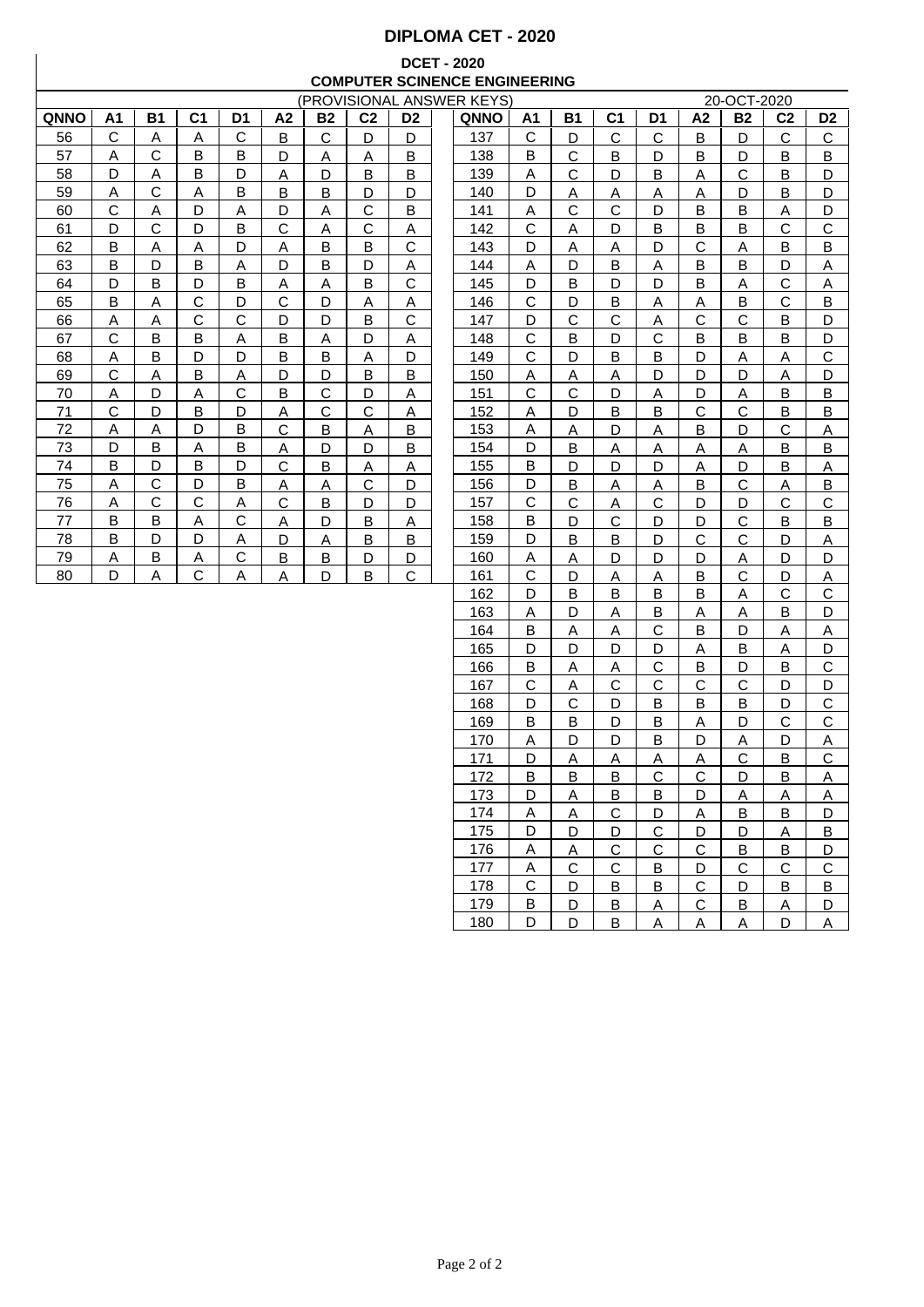# DIPLOMA CET - 2020

## DCET - 2020
## COMPUTER SCINENCE ENGINEERING

(PROVISIONAL ANSWER KEYS) 20-OCT-2020

| QNNO | A1 | B1 | C1 | D1 | A2 | B2 | C2 | D2 |
|---|---|---|---|---|---|---|---|---|
| 56 | C | A | A | C | B | C | D | D |
| 57 | A | C | B | B | D | A | A | B |
| 58 | D | A | B | D | A | D | B | B |
| 59 | A | C | A | B | B | B | D | D |
| 60 | C | A | D | A | D | A | C | B |
| 61 | D | C | D | B | C | A | C | A |
| 62 | B | A | A | D | A | B | B | C |
| 63 | B | D | B | A | D | B | D | A |
| 64 | D | B | D | B | A | A | B | C |
| 65 | B | A | C | D | C | D | A | A |
| 66 | A | A | C | C | D | D | B | C |
| 67 | C | B | B | A | B | A | D | A |
| 68 | A | B | D | D | B | B | A | D |
| 69 | C | A | B | A | D | D | B | B |
| 70 | A | D | A | C | B | C | D | A |
| 71 | C | D | B | D | A | C | C | A |
| 72 | A | A | D | B | C | B | A | B |
| 73 | D | B | A | B | A | D | D | B |
| 74 | B | D | B | D | C | B | A | A |
| 75 | A | C | D | B | A | A | C | D |
| 76 | A | C | C | A | C | B | D | D |
| 77 | B | B | A | C | A | D | B | A |
| 78 | B | D | D | A | D | A | B | B |
| 79 | A | B | A | C | B | B | D | D |
| 80 | D | A | C | A | A | D | B | C |

| QNNO | A1 | B1 | C1 | D1 | A2 | B2 | C2 | D2 |
|---|---|---|---|---|---|---|---|---|
| 137 | C | D | C | C | B | D | C | C |
| 138 | B | C | B | D | B | D | B | B |
| 139 | A | C | D | B | A | C | B | D |
| 140 | D | A | A | A | A | D | B | D |
| 141 | A | C | C | D | B | B | A | D |
| 142 | C | A | D | B | B | B | C | C |
| 143 | D | A | A | D | C | A | B | B |
| 144 | A | D | B | A | B | B | D | A |
| 145 | D | B | D | D | B | A | C | A |
| 146 | C | D | B | A | A | B | C | B |
| 147 | D | C | C | A | C | C | B | D |
| 148 | C | B | D | C | B | B | B | D |
| 149 | C | D | B | B | D | A | A | C |
| 150 | A | A | A | D | D | D | A | D |
| 151 | C | C | D | A | D | A | B | B |
| 152 | A | D | B | B | C | C | B | B |
| 153 | A | A | D | A | B | D | C | A |
| 154 | D | B | A | A | A | A | B | B |
| 155 | B | D | D | D | A | D | B | A |
| 156 | D | B | A | A | B | C | A | B |
| 157 | C | C | A | C | D | D | C | C |
| 158 | B | D | C | D | D | C | B | B |
| 159 | D | B | B | D | C | C | D | A |
| 160 | A | A | D | D | D | A | D | D |
| 161 | C | D | A | A | B | C | D | A |
| 162 | D | B | B | B | B | A | C | C |
| 163 | A | D | A | B | A | A | B | D |
| 164 | B | A | A | C | B | D | A | A |
| 165 | D | D | D | D | A | B | A | D |
| 166 | B | A | A | C | B | D | B | C |
| 167 | C | A | C | C | C | C | D | D |
| 168 | D | C | D | B | B | B | D | C |
| 169 | B | B | D | B | A | D | C | C |
| 170 | A | D | D | B | D | A | D | A |
| 171 | D | A | A | A | A | C | B | C |
| 172 | B | B | B | C | C | D | B | A |
| 173 | D | A | B | B | D | A | A | A |
| 174 | A | A | C | D | A | B | B | D |
| 175 | D | D | D | C | D | D | A | B |
| 176 | A | A | C | C | C | B | B | D |
| 177 | A | C | C | B | D | C | C | C |
| 178 | C | D | B | B | C | D | B | B |
| 179 | B | D | B | A | C | B | A | D |
| 180 | D | D | B | A | A | A | D | A |